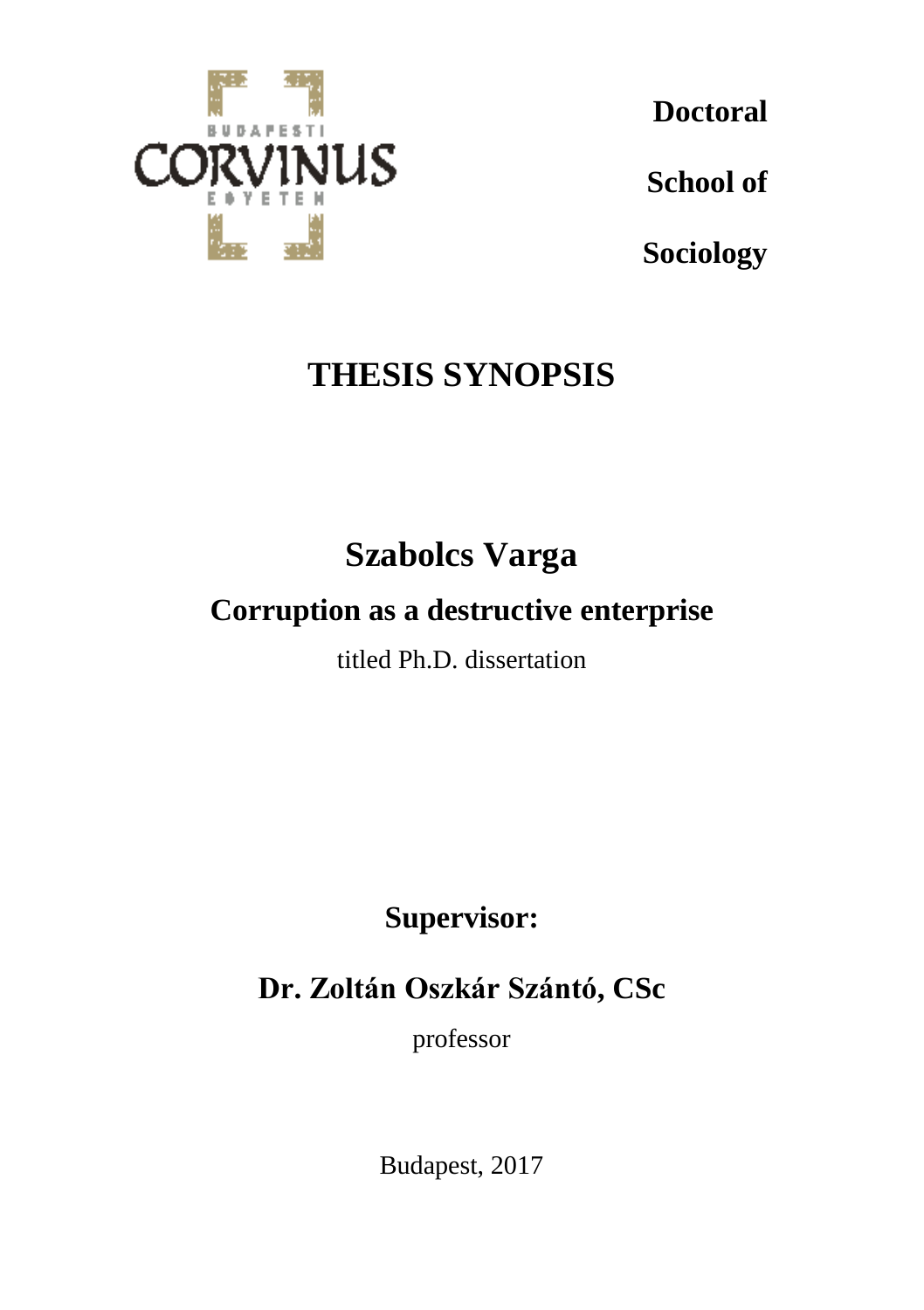Doctoral

School of

Sociology

# THESIS SYNOPSIS

## Szabolcs Varga

### Corruption as a destructive enterprise

titled Ph.D. dissertation

**Supervisor:**

**Dr. Zoltán Oszkár Szántó, CSc**

professor

Budapest, 2017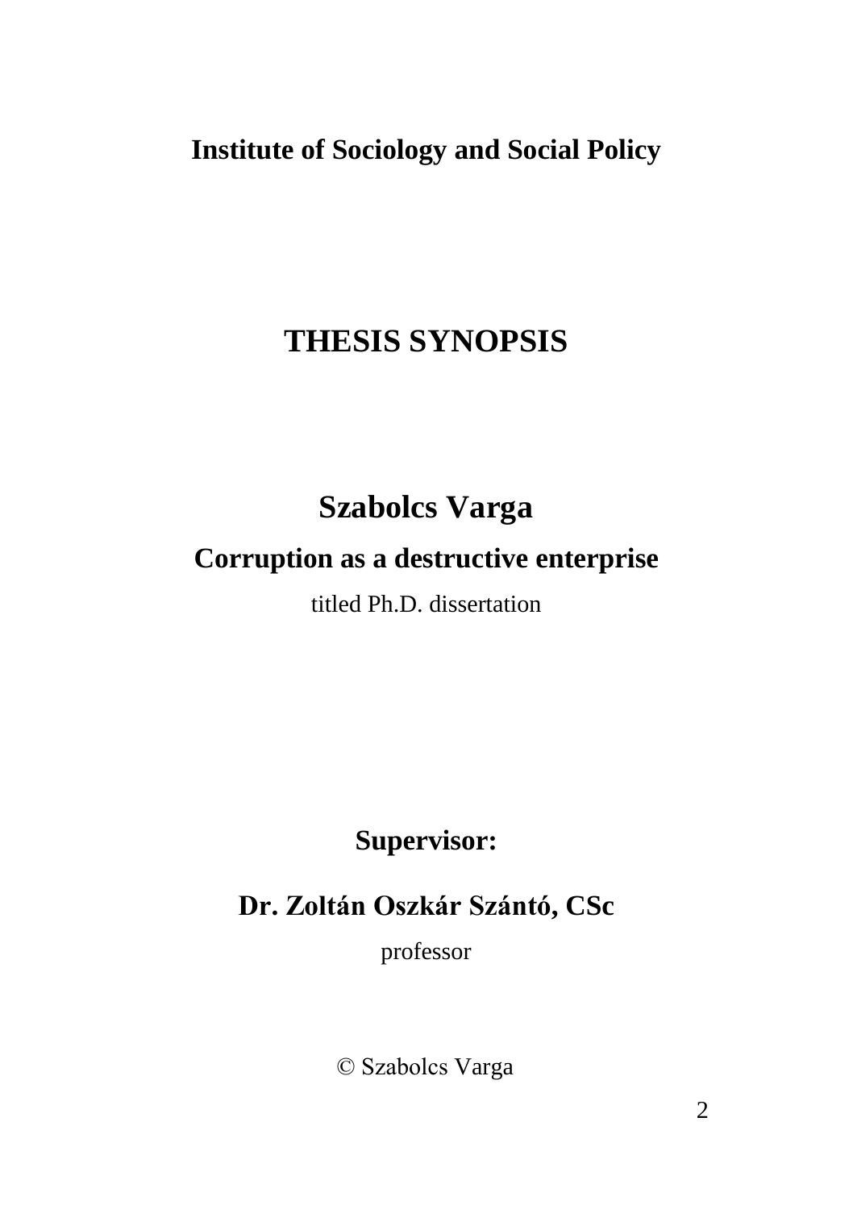**Institute of Sociology and Social Policy**

# THESIS SYNOPSIS

## Szabolcs Varga

### Corruption as a destructive enterprise

titled Ph.D. dissertation

**Supervisor:**

**Dr. Zoltán Oszkár Szántó, CSc**

professor

© Szabolcs Varga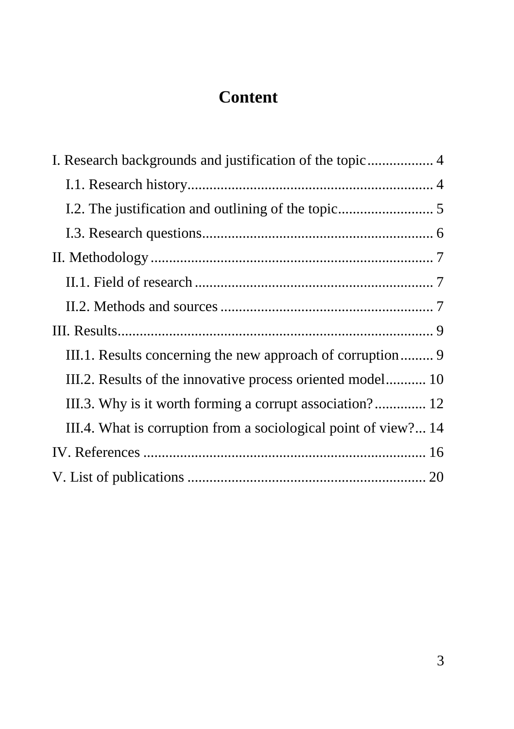# Content

I. Research backgrounds and justification of the topic .................. 4

- I.1. Research history ................................................................... 4
- I.2. The justification and outlining of the topic .......................... 5
- I.3. Research questions ............................................................... 6

II. Methodology ............................................................................ 7

- II.1. Field of research ................................................................. 7
- II.2. Methods and sources .......................................................... 7

III. Results ...................................................................................... 9

- III.1. Results concerning the new approach of corruption ......... 9
- III.2. Results of the innovative process oriented model ........... 10
- III.3. Why is it worth forming a corrupt association? .............. 12
- III.4. What is corruption from a sociological point of view? ... 14

IV. References ............................................................................. 16

V. List of publications ................................................................. 20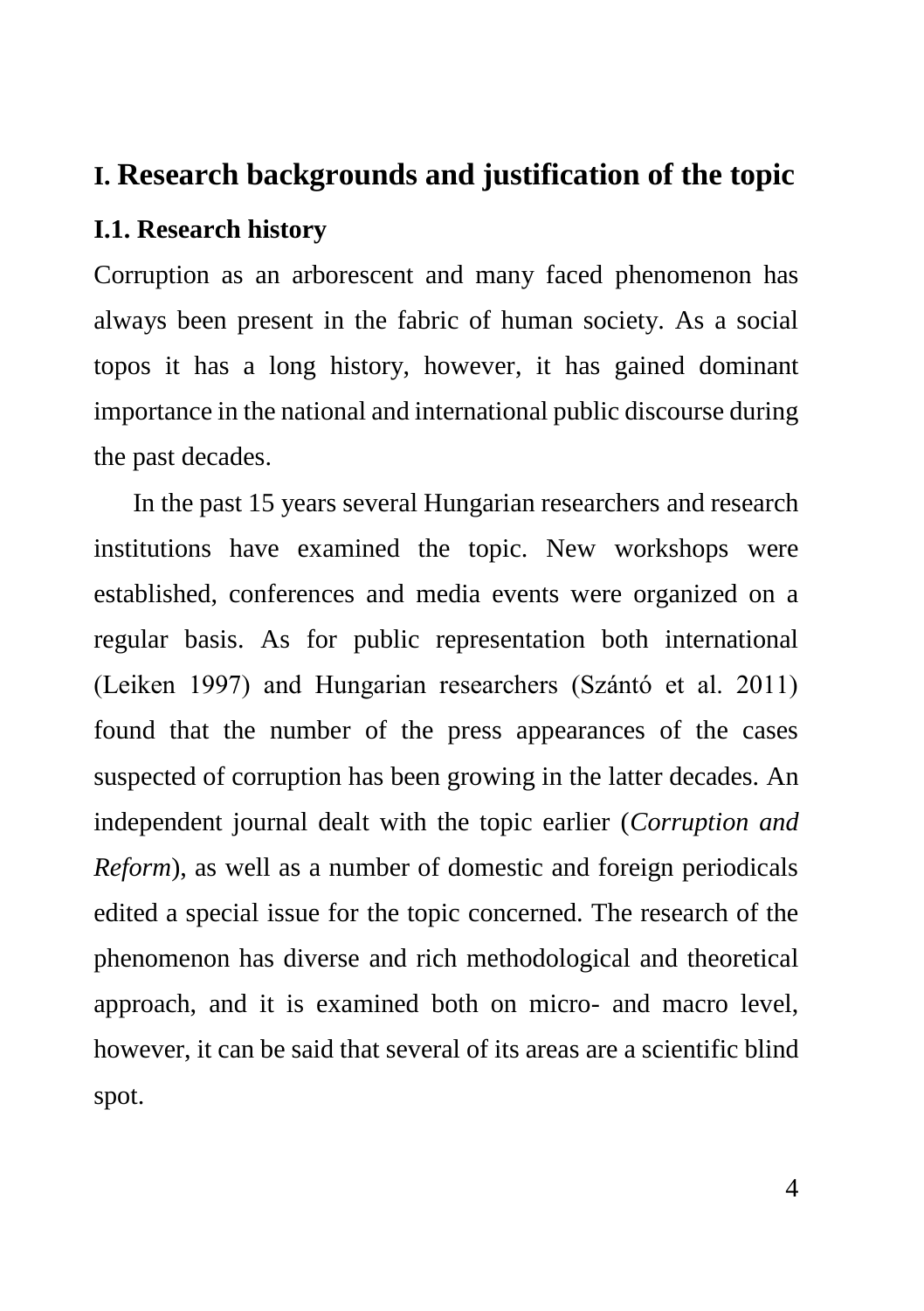# I. Research backgrounds and justification of the topic

## I.1. Research history

Corruption as an arborescent and many faced phenomenon has always been present in the fabric of human society. As a social topos it has a long history, however, it has gained dominant importance in the national and international public discourse during the past decades.

In the past 15 years several Hungarian researchers and research institutions have examined the topic. New workshops were established, conferences and media events were organized on a regular basis. As for public representation both international (Leiken 1997) and Hungarian researchers (Szántó et al. 2011) found that the number of the press appearances of the cases suspected of corruption has been growing in the latter decades. An independent journal dealt with the topic earlier (*Corruption and Reform*), as well as a number of domestic and foreign periodicals edited a special issue for the topic concerned. The research of the phenomenon has diverse and rich methodological and theoretical approach, and it is examined both on micro- and macro level, however, it can be said that several of its areas are a scientific blind spot.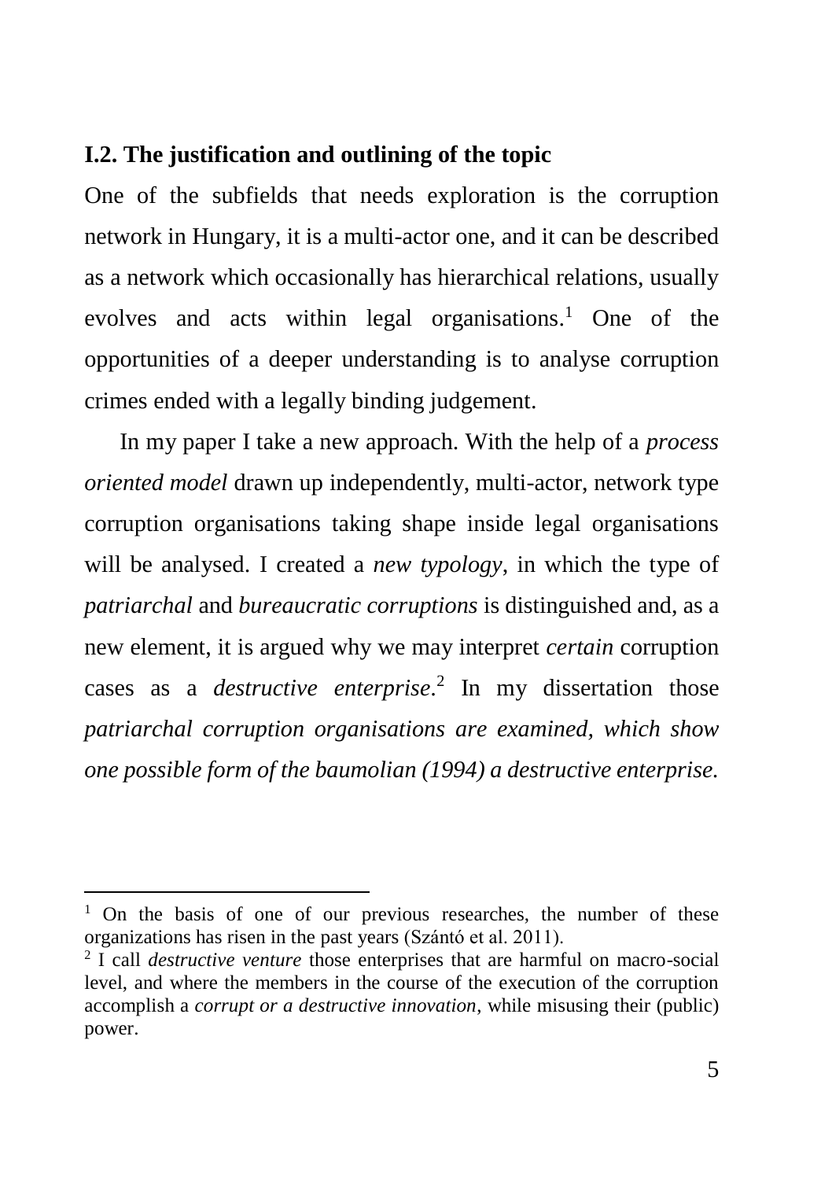## I.2. The justification and outlining of the topic

One of the subfields that needs exploration is the corruption network in Hungary, it is a multi-actor one, and it can be described as a network which occasionally has hierarchical relations, usually evolves and acts within legal organisations.[1] One of the opportunities of a deeper understanding is to analyse corruption crimes ended with a legally binding judgement.

In my paper I take a new approach. With the help of a *process oriented model* drawn up independently, multi-actor, network type corruption organisations taking shape inside legal organisations will be analysed. I created a *new typology*, in which the type of *patriarchal* and *bureaucratic corruptions* is distinguished and, as a new element, it is argued why we may interpret *certain* corruption cases as a *destructive enterprise*.[2] In my dissertation those *patriarchal corruption organisations are examined, which show one possible form of the baumolian (1994) a destructive enterprise.*

---

[1] On the basis of one of our previous researches, the number of these organizations has risen in the past years (Szántó et al. 2011).

[2] I call *destructive venture* those enterprises that are harmful on macro-social level, and where the members in the course of the execution of the corruption accomplish a *corrupt or a destructive innovation*, while misusing their (public) power.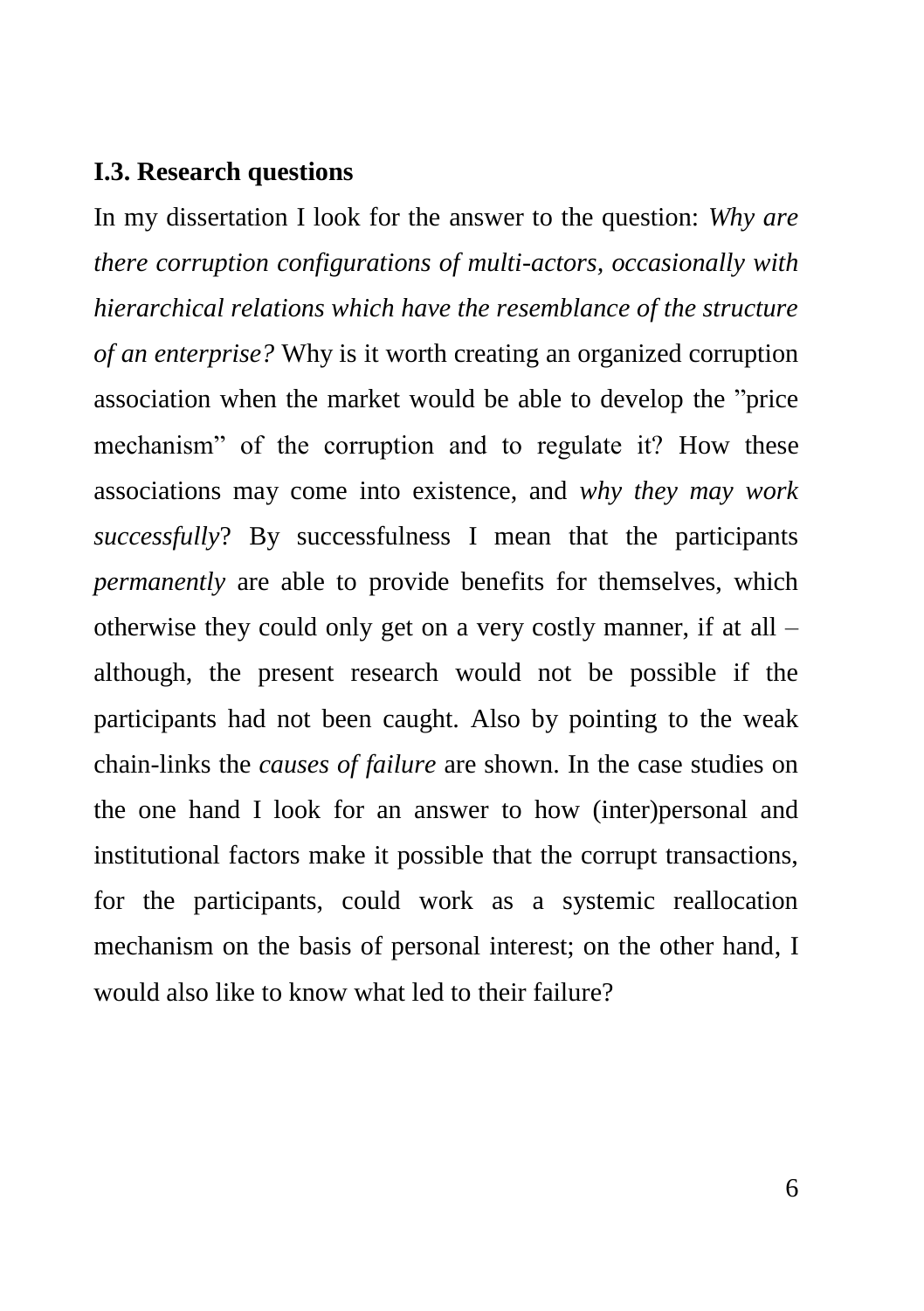## I.3. Research questions

In my dissertation I look for the answer to the question: *Why are there corruption configurations of multi-actors, occasionally with hierarchical relations which have the resemblance of the structure of an enterprise?* Why is it worth creating an organized corruption association when the market would be able to develop the ”price mechanism” of the corruption and to regulate it? How these associations may come into existence, and *why they may work successfully*? By successfulness I mean that the participants *permanently* are able to provide benefits for themselves, which otherwise they could only get on a very costly manner, if at all – although, the present research would not be possible if the participants had not been caught. Also by pointing to the weak chain-links the *causes of failure* are shown. In the case studies on the one hand I look for an answer to how (inter)personal and institutional factors make it possible that the corrupt transactions, for the participants, could work as a systemic reallocation mechanism on the basis of personal interest; on the other hand, I would also like to know what led to their failure?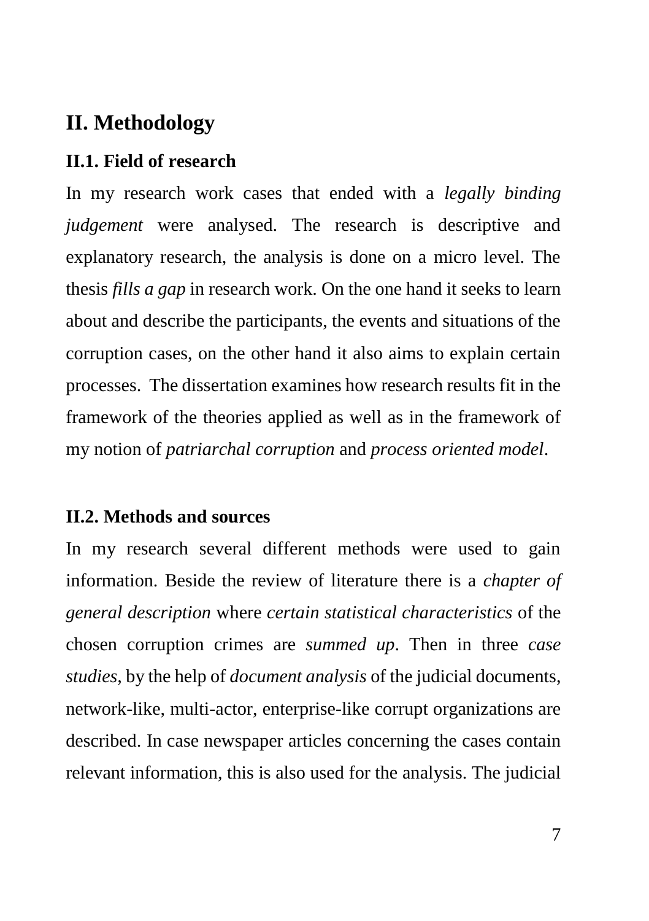## II. Methodology

### II.1. Field of research

In my research work cases that ended with a *legally binding judgement* were analysed. The research is descriptive and explanatory research, the analysis is done on a micro level. The thesis *fills a gap* in research work. On the one hand it seeks to learn about and describe the participants, the events and situations of the corruption cases, on the other hand it also aims to explain certain processes. The dissertation examines how research results fit in the framework of the theories applied as well as in the framework of my notion of *patriarchal corruption* and *process oriented model*.

### II.2. Methods and sources

In my research several different methods were used to gain information. Beside the review of literature there is a *chapter of general description* where *certain statistical characteristics* of the chosen corruption crimes are *summed up*. Then in three *case studies*, by the help of *document analysis* of the judicial documents, network-like, multi-actor, enterprise-like corrupt organizations are described. In case newspaper articles concerning the cases contain relevant information, this is also used for the analysis. The judicial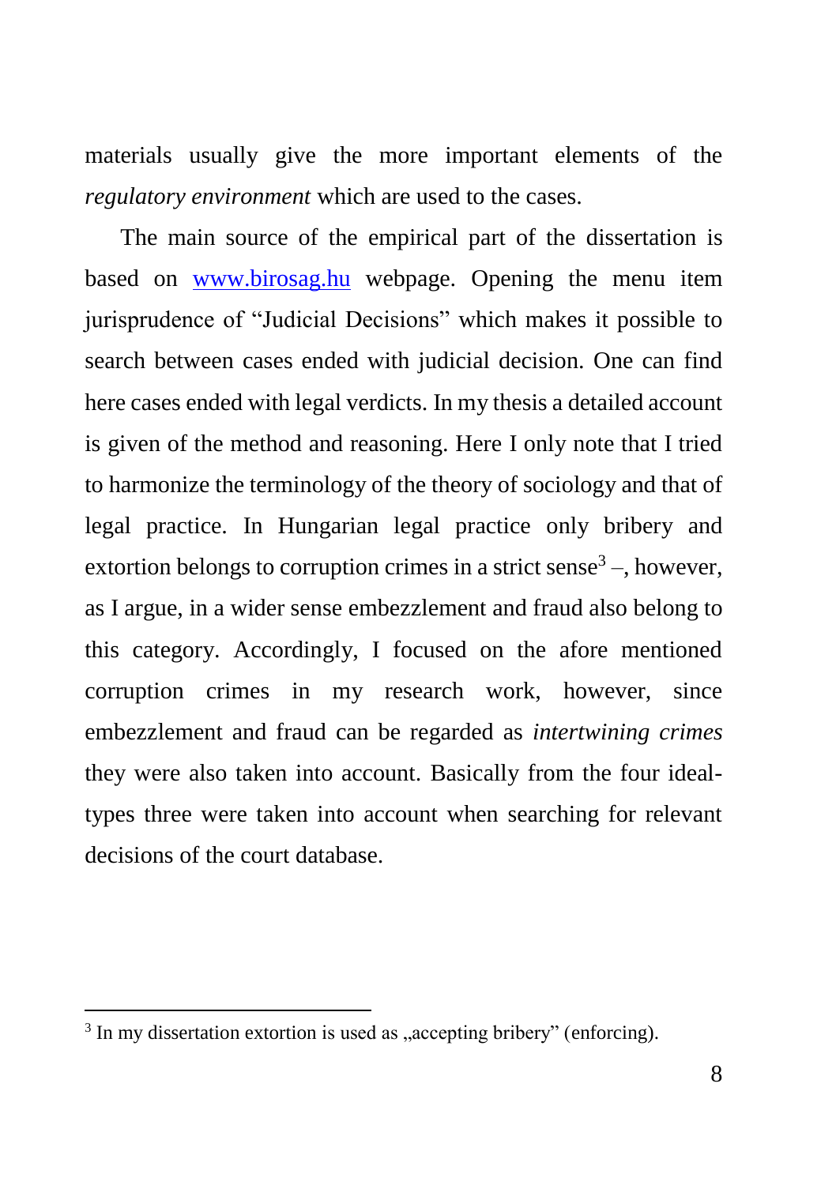materials usually give the more important elements of the *regulatory environment* which are used to the cases.

The main source of the empirical part of the dissertation is based on www.birosag.hu webpage. Opening the menu item jurisprudence of "Judicial Decisions" which makes it possible to search between cases ended with judicial decision. One can find here cases ended with legal verdicts. In my thesis a detailed account is given of the method and reasoning. Here I only note that I tried to harmonize the terminology of the theory of sociology and that of legal practice. In Hungarian legal practice only bribery and extortion belongs to corruption crimes in a strict sense[3] –, however, as I argue, in a wider sense embezzlement and fraud also belong to this category. Accordingly, I focused on the afore mentioned corruption crimes in my research work, however, since embezzlement and fraud can be regarded as *intertwining crimes* they were also taken into account. Basically from the four ideal-types three were taken into account when searching for relevant decisions of the court database.

---

[3] In my dissertation extortion is used as „accepting bribery" (enforcing).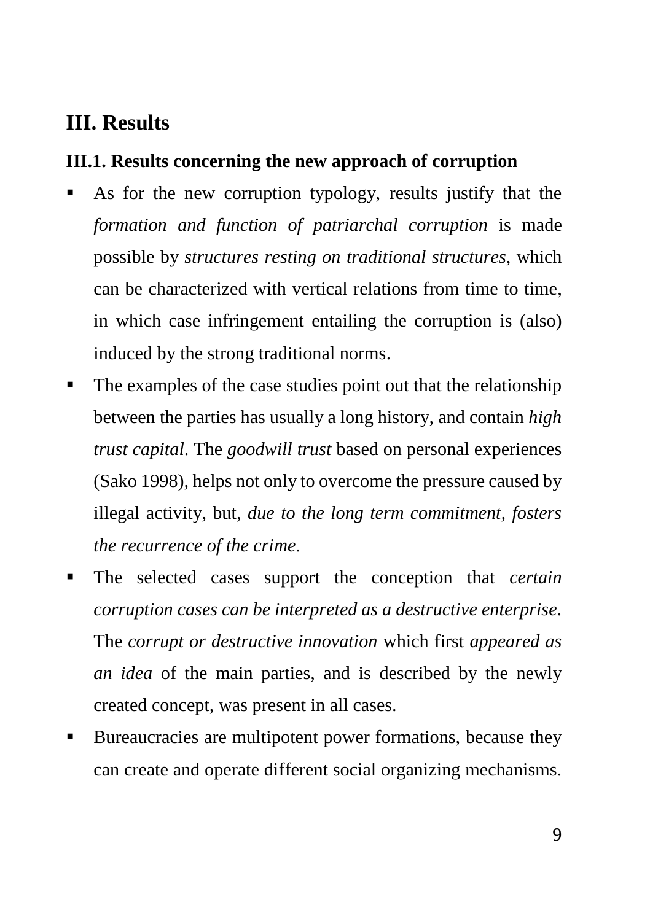# III. Results

## III.1. Results concerning the new approach of corruption

- As for the new corruption typology, results justify that the *formation and function of patriarchal corruption* is made possible by *structures resting on traditional structures*, which can be characterized with vertical relations from time to time, in which case infringement entailing the corruption is (also) induced by the strong traditional norms.
- The examples of the case studies point out that the relationship between the parties has usually a long history, and contain *high trust capital*. The *goodwill trust* based on personal experiences (Sako 1998), helps not only to overcome the pressure caused by illegal activity, but, *due to the long term commitment, fosters the recurrence of the crime*.
- The selected cases support the conception that *certain corruption cases can be interpreted as a destructive enterprise*. The *corrupt or destructive innovation* which first *appeared as an idea* of the main parties, and is described by the newly created concept, was present in all cases.
- Bureaucracies are multipotent power formations, because they can create and operate different social organizing mechanisms.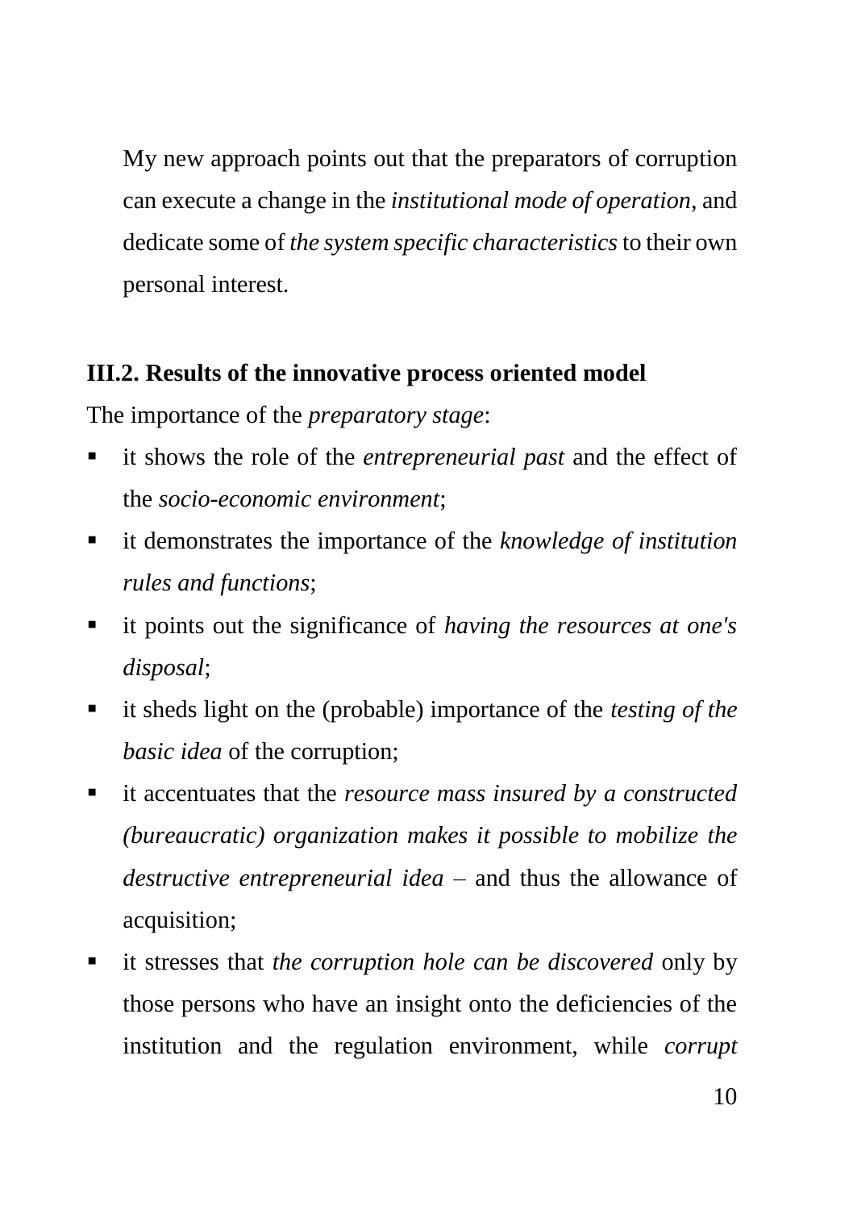My new approach points out that the preparators of corruption can execute a change in the *institutional mode of operation*, and dedicate some of *the system specific characteristics* to their own personal interest.

### III.2. Results of the innovative process oriented model

The importance of the *preparatory stage*:

- it shows the role of the *entrepreneurial past* and the effect of the *socio-economic environment*;
- it demonstrates the importance of the *knowledge of institution rules and functions*;
- it points out the significance of *having the resources at one's disposal*;
- it sheds light on the (probable) importance of the *testing of the basic idea* of the corruption;
- it accentuates that the *resource mass insured by a constructed (bureaucratic) organization makes it possible to mobilize the destructive entrepreneurial idea* – and thus the allowance of acquisition;
- it stresses that *the corruption hole can be discovered* only by those persons who have an insight onto the deficiencies of the institution and the regulation environment, while *corrupt*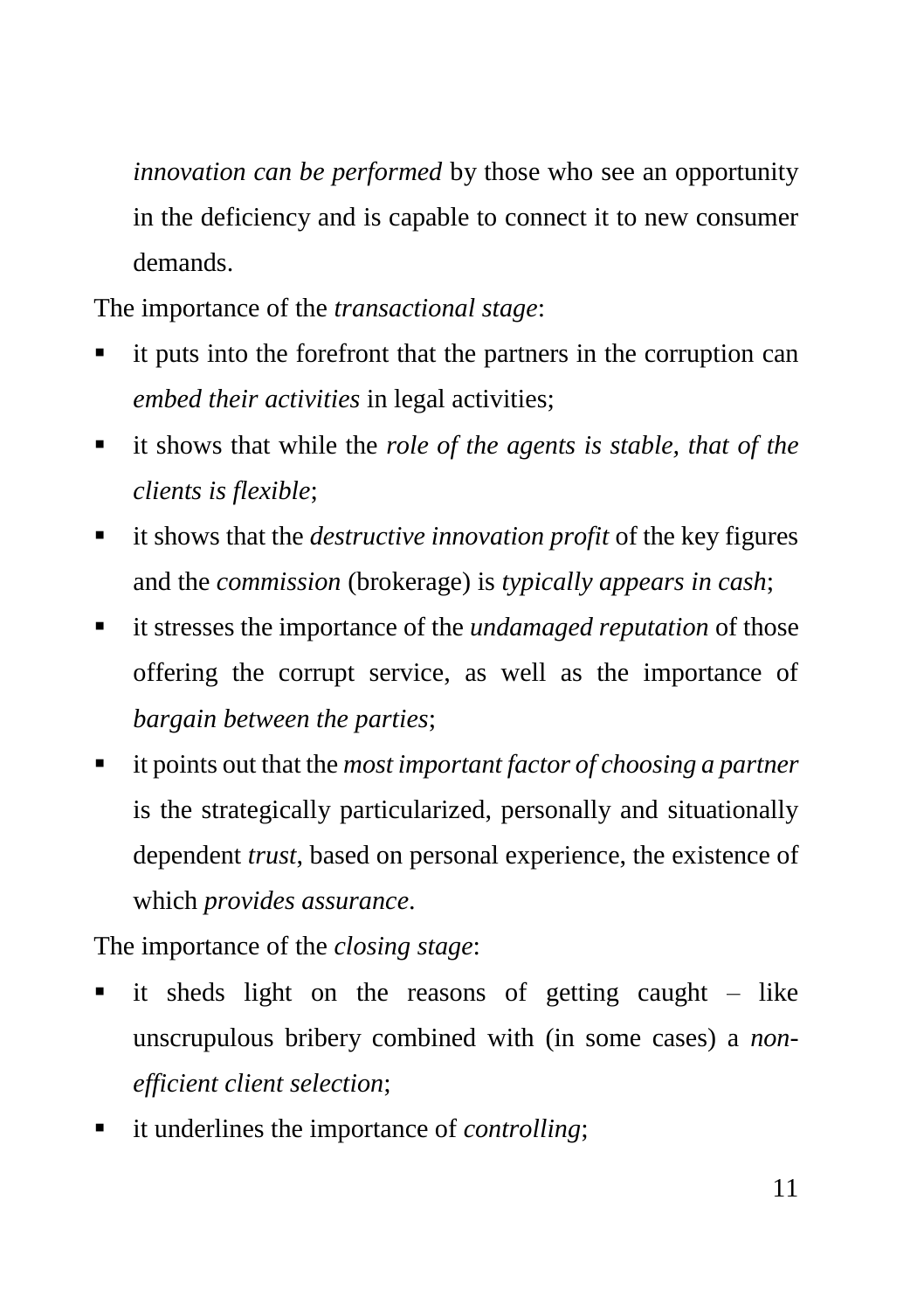*innovation can be performed* by those who see an opportunity in the deficiency and is capable to connect it to new consumer demands.

The importance of the *transactional stage*:

- it puts into the forefront that the partners in the corruption can *embed their activities* in legal activities;
- it shows that while the *role of the agents is stable, that of the clients is flexible*;
- it shows that the *destructive innovation profit* of the key figures and the *commission* (brokerage) is *typically appears in cash*;
- it stresses the importance of the *undamaged reputation* of those offering the corrupt service, as well as the importance of *bargain between the parties*;
- it points out that the *most important factor of choosing a partner* is the strategically particularized, personally and situationally dependent *trust*, based on personal experience, the existence of which *provides assurance*.

The importance of the *closing stage*:

- it sheds light on the reasons of getting caught – like unscrupulous bribery combined with (in some cases) a *non-efficient client selection*;
- it underlines the importance of *controlling*;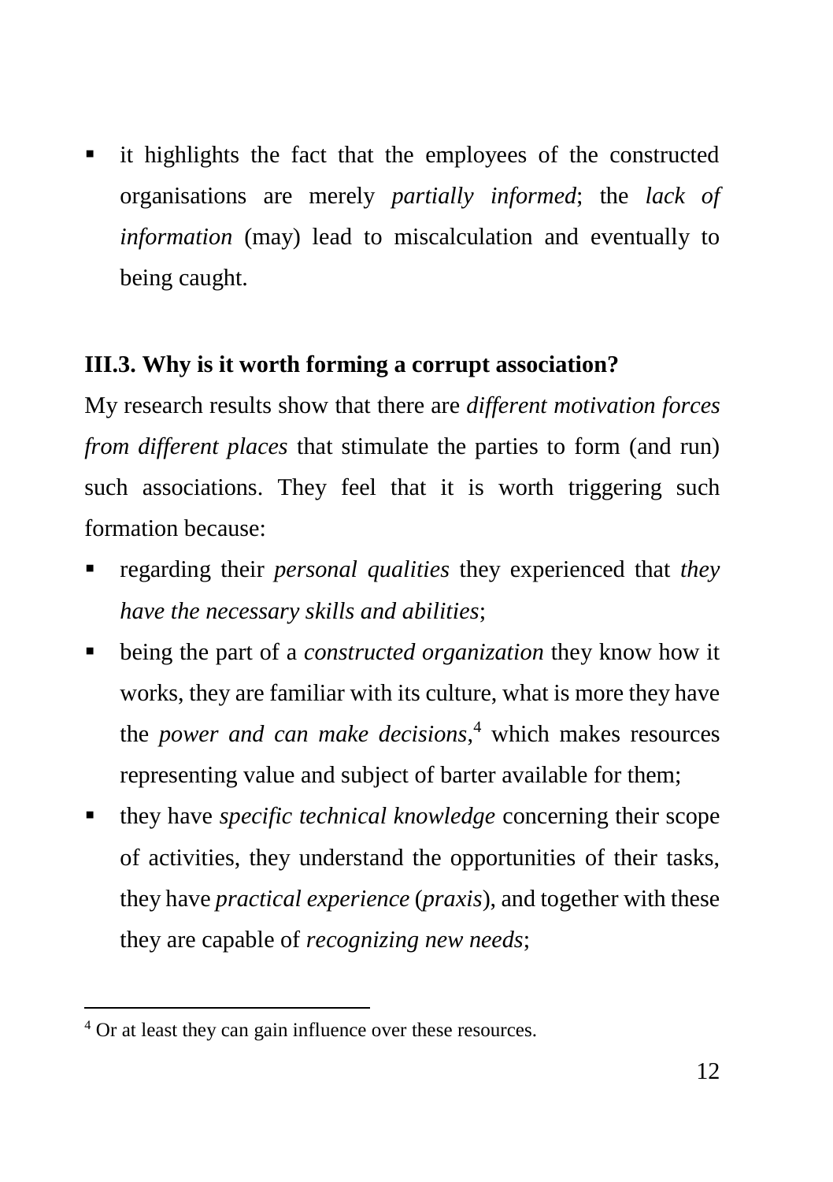- it highlights the fact that the employees of the constructed organisations are merely *partially informed*; the *lack of information* (may) lead to miscalculation and eventually to being caught.

### III.3. Why is it worth forming a corrupt association?

My research results show that there are *different motivation forces from different places* that stimulate the parties to form (and run) such associations. They feel that it is worth triggering such formation because:

- regarding their *personal qualities* they experienced that *they have the necessary skills and abilities*;
- being the part of a *constructed organization* they know how it works, they are familiar with its culture, what is more they have the *power and can make decisions*,[4] which makes resources representing value and subject of barter available for them;
- they have *specific technical knowledge* concerning their scope of activities, they understand the opportunities of their tasks, they have *practical experience* (*praxis*), and together with these they are capable of *recognizing new needs*;

[4] Or at least they can gain influence over these resources.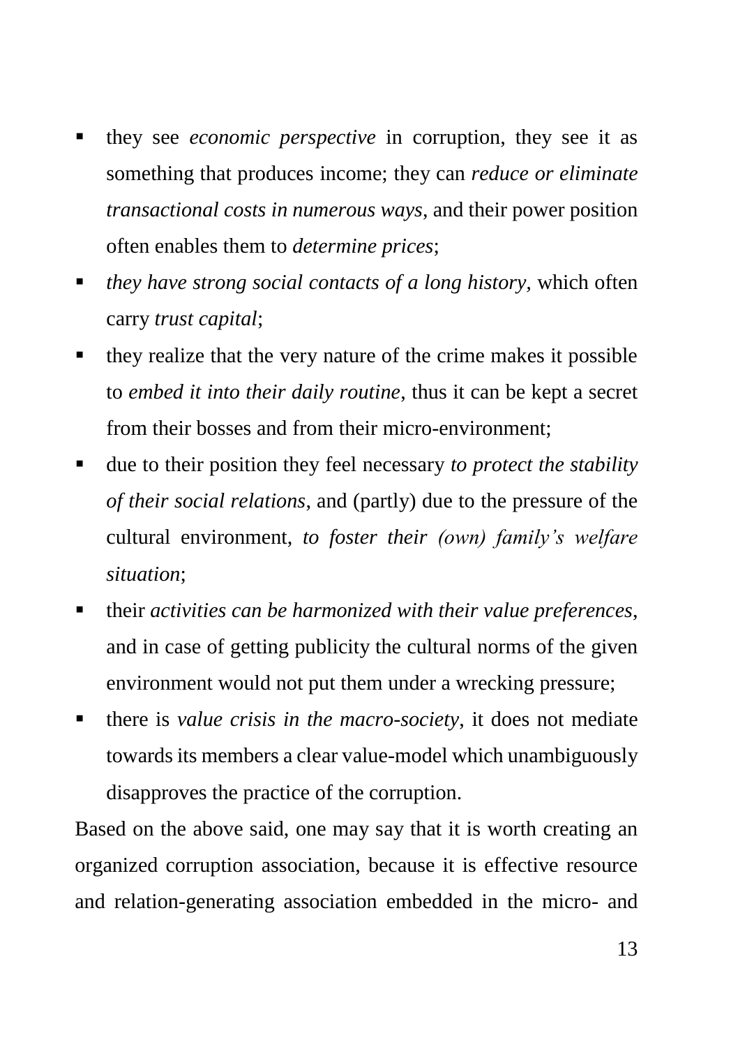- they see *economic perspective* in corruption, they see it as something that produces income; they can *reduce or eliminate transactional costs in numerous ways*, and their power position often enables them to *determine prices*;
- *they have strong social contacts of a long history*, which often carry *trust capital*;
- they realize that the very nature of the crime makes it possible to *embed it into their daily routine*, thus it can be kept a secret from their bosses and from their micro-environment;
- due to their position they feel necessary *to protect the stability of their social relations*, and (partly) due to the pressure of the cultural environment, *to foster their (own) family's welfare situation*;
- their *activities can be harmonized with their value preferences*, and in case of getting publicity the cultural norms of the given environment would not put them under a wrecking pressure;
- there is *value crisis in the macro-society*, it does not mediate towards its members a clear value-model which unambiguously disapproves the practice of the corruption.

Based on the above said, one may say that it is worth creating an organized corruption association, because it is effective resource and relation-generating association embedded in the micro- and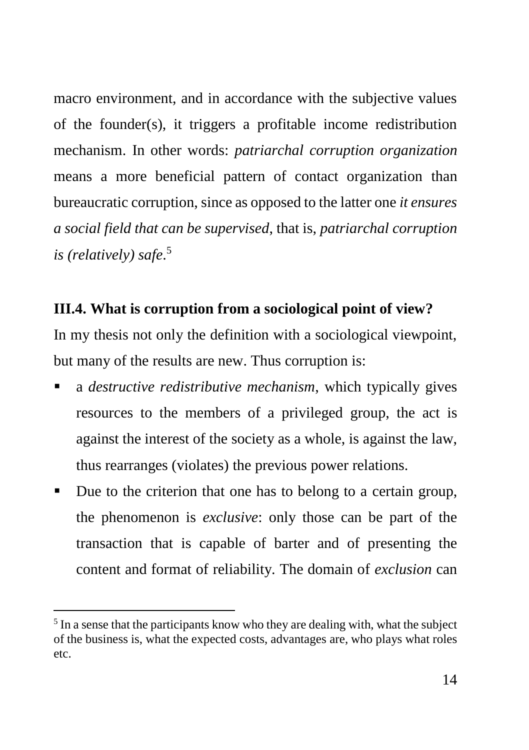macro environment, and in accordance with the subjective values of the founder(s), it triggers a profitable income redistribution mechanism. In other words: *patriarchal corruption organization* means a more beneficial pattern of contact organization than bureaucratic corruption, since as opposed to the latter one *it ensures a social field that can be supervised*, that is, *patriarchal corruption is (relatively) safe*.[5]

### III.4. What is corruption from a sociological point of view?

In my thesis not only the definition with a sociological viewpoint, but many of the results are new. Thus corruption is:

- a *destructive redistributive mechanism*, which typically gives resources to the members of a privileged group, the act is against the interest of the society as a whole, is against the law, thus rearranges (violates) the previous power relations.
- Due to the criterion that one has to belong to a certain group, the phenomenon is *exclusive*: only those can be part of the transaction that is capable of barter and of presenting the content and format of reliability. The domain of *exclusion* can

[5] In a sense that the participants know who they are dealing with, what the subject of the business is, what the expected costs, advantages are, who plays what roles etc.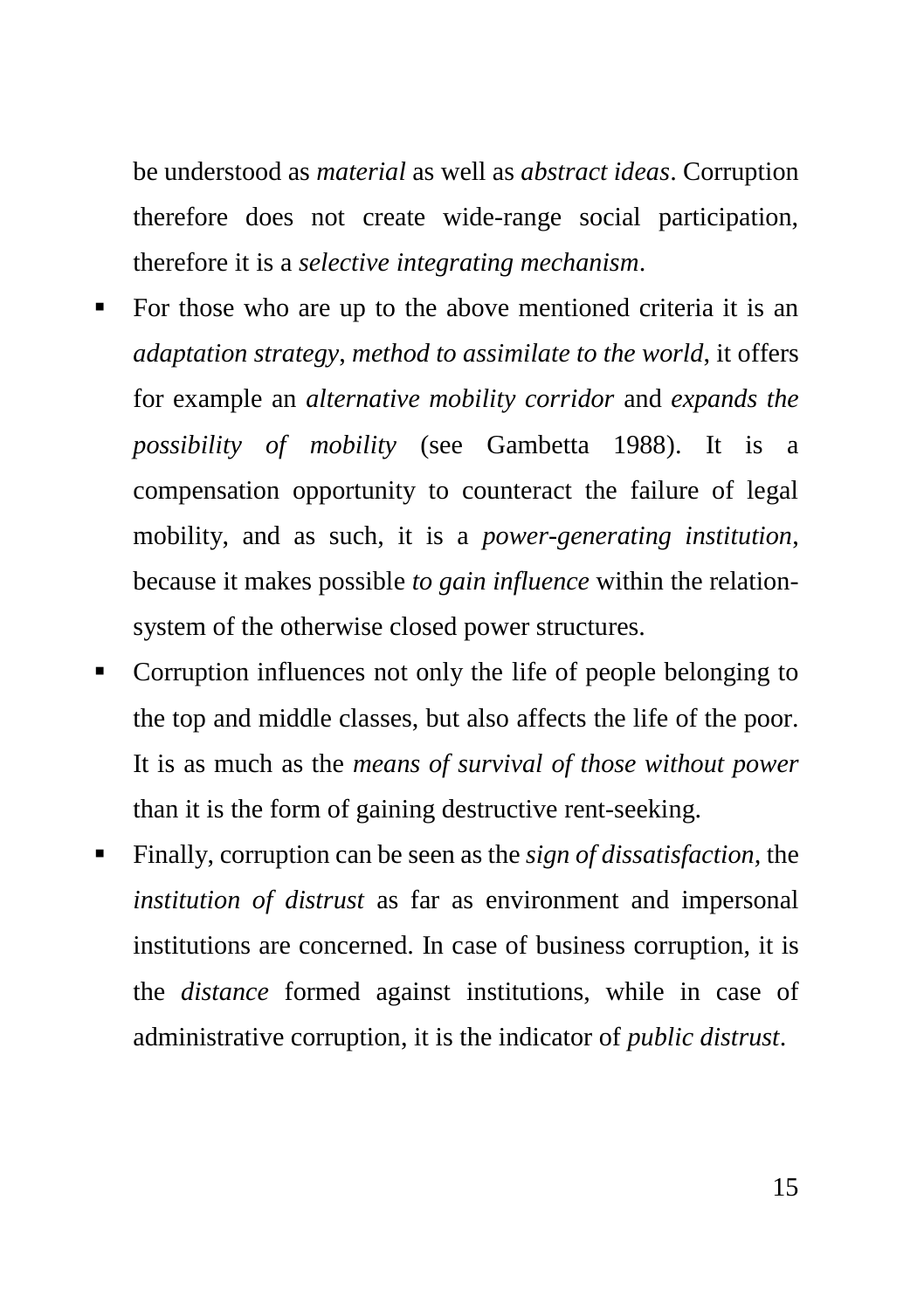be understood as *material* as well as *abstract ideas*. Corruption therefore does not create wide-range social participation, therefore it is a *selective integrating mechanism*.

- For those who are up to the above mentioned criteria it is an *adaptation strategy, method to assimilate to the world*, it offers for example an *alternative mobility corridor* and *expands the possibility of mobility* (see Gambetta 1988). It is a compensation opportunity to counteract the failure of legal mobility, and as such, it is a *power-generating institution*, because it makes possible *to gain influence* within the relation-system of the otherwise closed power structures.
- Corruption influences not only the life of people belonging to the top and middle classes, but also affects the life of the poor. It is as much as the *means of survival of those without power* than it is the form of gaining destructive rent-seeking.
- Finally, corruption can be seen as the *sign of dissatisfaction*, the *institution of distrust* as far as environment and impersonal institutions are concerned. In case of business corruption, it is the *distance* formed against institutions, while in case of administrative corruption, it is the indicator of *public distrust*.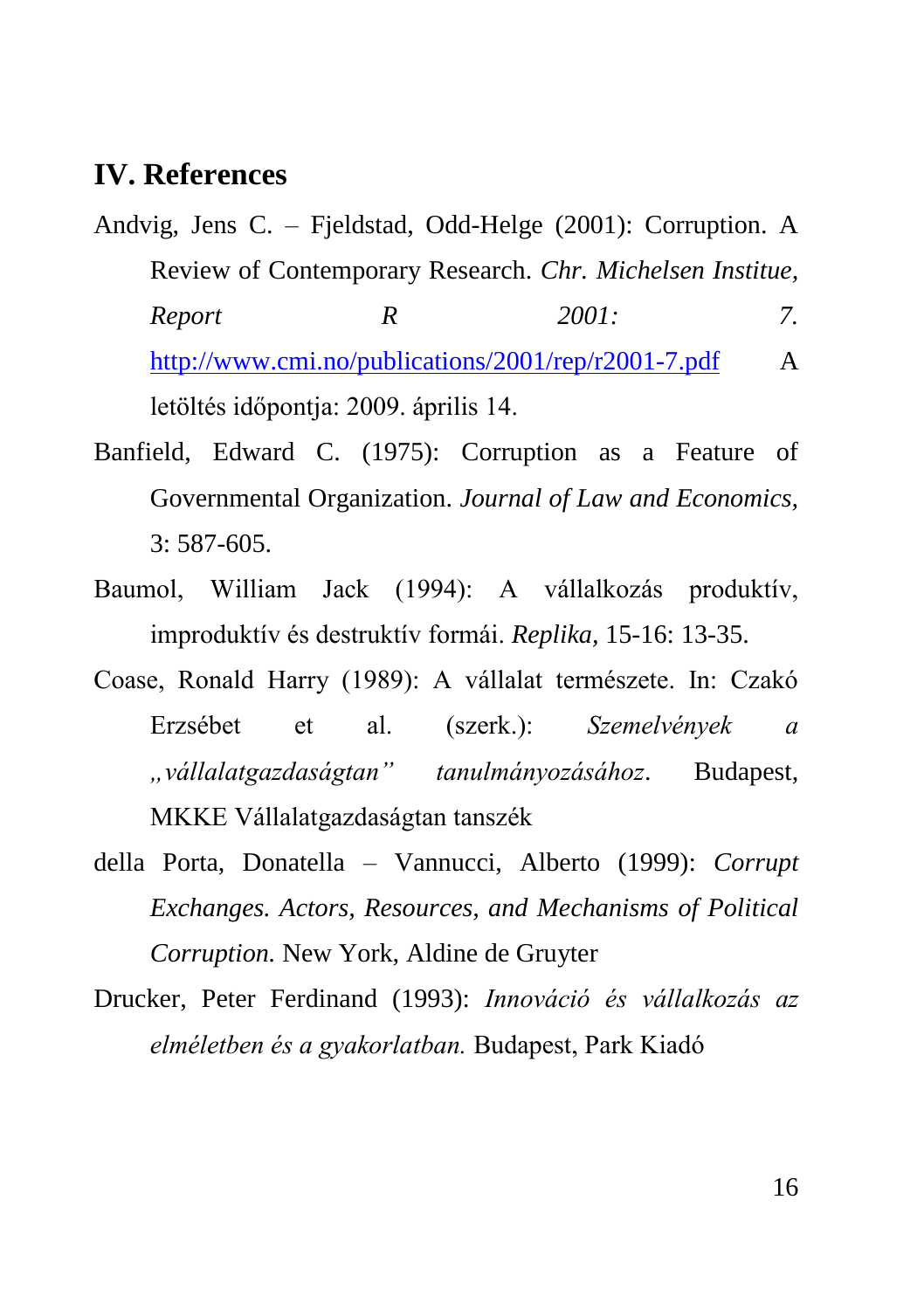## IV. References

Andvig, Jens C. – Fjeldstad, Odd-Helge (2001): Corruption. A Review of Contemporary Research. *Chr. Michelsen Institue, Report R 2001: 7.* http://www.cmi.no/publications/2001/rep/r2001-7.pdf A letöltés időpontja: 2009. április 14.

Banfield, Edward C. (1975): Corruption as a Feature of Governmental Organization. *Journal of Law and Economics,* 3: 587-605.

Baumol, William Jack (1994): A vállalkozás produktív, improduktív és destruktív formái. *Replika,* 15-16: 13-35.

Coase, Ronald Harry (1989): A vállalat természete. In: Czakó Erzsébet et al. (szerk.): *Szemelvények a „vállalatgazdaságtan" tanulmányozásához*. Budapest, MKKE Vállalatgazdaságtan tanszék

della Porta, Donatella – Vannucci, Alberto (1999): *Corrupt Exchanges. Actors, Resources, and Mechanisms of Political Corruption.* New York, Aldine de Gruyter

Drucker, Peter Ferdinand (1993): *Innováció és vállalkozás az elméletben és a gyakorlatban.* Budapest, Park Kiadó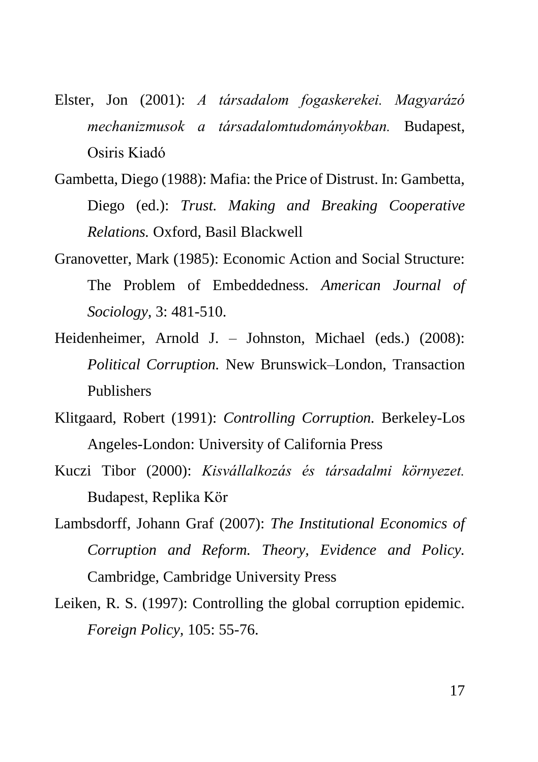Elster, Jon (2001): *A társadalom fogaskerekei. Magyarázó mechanizmusok a társadalomtudományokban.* Budapest, Osiris Kiadó

Gambetta, Diego (1988): Mafia: the Price of Distrust. In: Gambetta, Diego (ed.): *Trust. Making and Breaking Cooperative Relations.* Oxford, Basil Blackwell

Granovetter, Mark (1985): Economic Action and Social Structure: The Problem of Embeddedness. *American Journal of Sociology*, 3: 481-510.

Heidenheimer, Arnold J. – Johnston, Michael (eds.) (2008): *Political Corruption.* New Brunswick–London, Transaction Publishers

Klitgaard, Robert (1991): *Controlling Corruption.* Berkeley-Los Angeles-London: University of California Press

Kuczi Tibor (2000): *Kisvállalkozás és társadalmi környezet.* Budapest, Replika Kör

Lambsdorff, Johann Graf (2007): *The Institutional Economics of Corruption and Reform. Theory, Evidence and Policy.* Cambridge, Cambridge University Press

Leiken, R. S. (1997): Controlling the global corruption epidemic. *Foreign Policy*, 105: 55-76.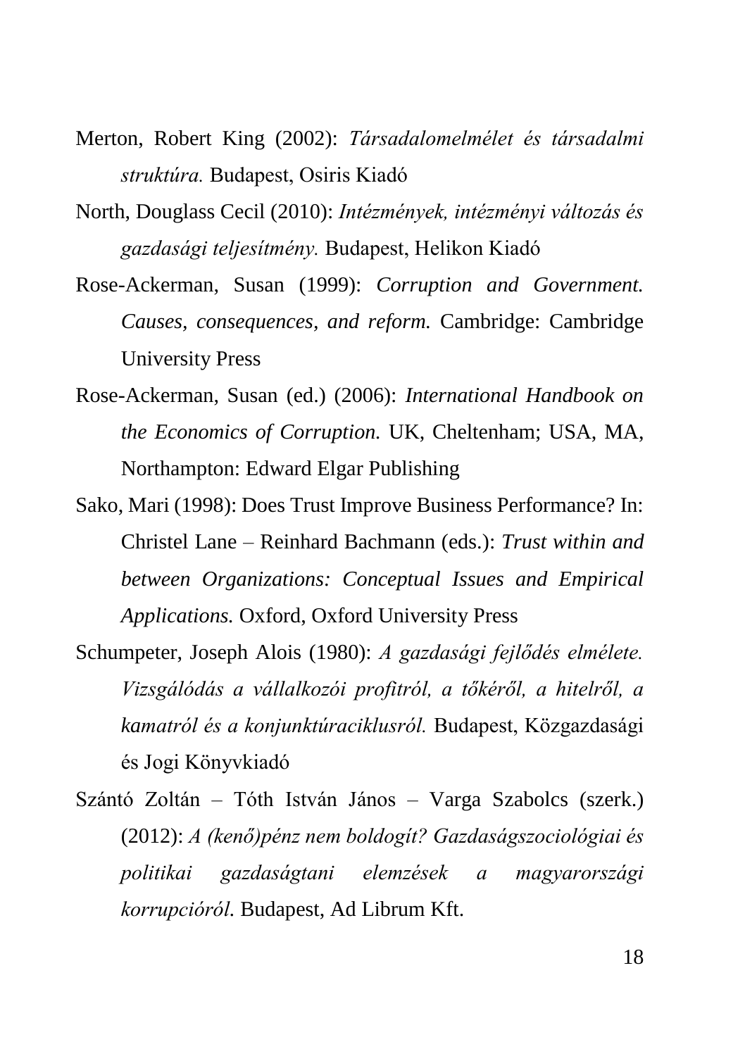Merton, Robert King (2002): *Társadalomelmélet és társadalmi struktúra.* Budapest, Osiris Kiadó

North, Douglass Cecil (2010): *Intézmények, intézményi változás és gazdasági teljesítmény.* Budapest, Helikon Kiadó

Rose-Ackerman, Susan (1999): *Corruption and Government. Causes, consequences, and reform.* Cambridge: Cambridge University Press

Rose-Ackerman, Susan (ed.) (2006): *International Handbook on the Economics of Corruption.* UK, Cheltenham; USA, MA, Northampton: Edward Elgar Publishing

Sako, Mari (1998): Does Trust Improve Business Performance? In: Christel Lane – Reinhard Bachmann (eds.): *Trust within and between Organizations: Conceptual Issues and Empirical Applications.* Oxford, Oxford University Press

Schumpeter, Joseph Alois (1980): *A gazdasági fejlődés elmélete. Vizsgálódás a vállalkozói profitról, a tőkéről, a hitelről, a kamatról és a konjunktúraciklusról.* Budapest, Közgazdasági és Jogi Könyvkiadó

Szántó Zoltán – Tóth István János – Varga Szabolcs (szerk.) (2012): *A (kenő)pénz nem boldogít? Gazdaságszociológiai és politikai gazdaságtani elemzések a magyarországi korrupcióról*. Budapest, Ad Librum Kft.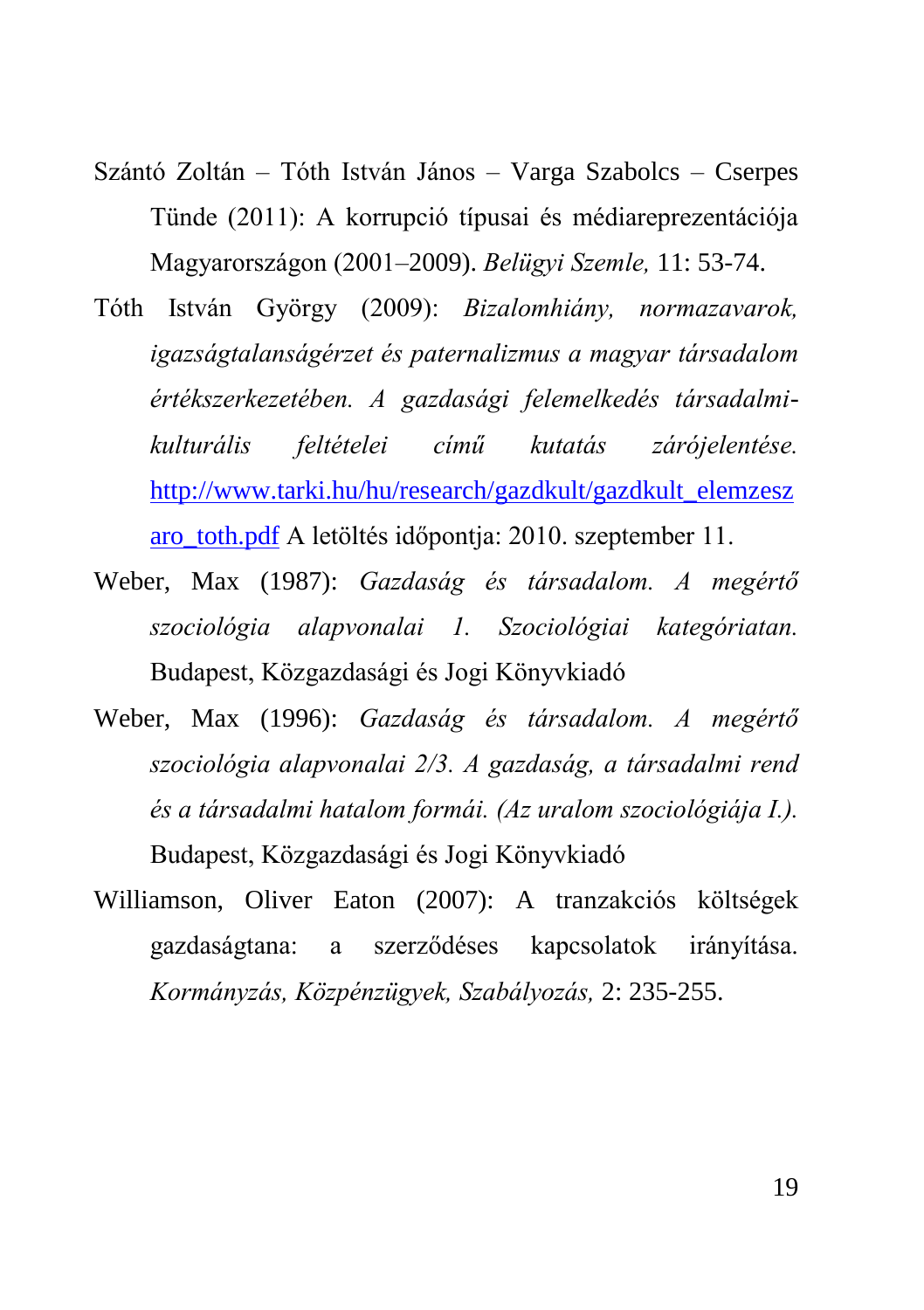Szántó Zoltán – Tóth István János – Varga Szabolcs – Cserpes Tünde (2011): A korrupció típusai és médiareprezentációja Magyarországon (2001–2009). *Belügyi Szemle,* 11: 53-74.

Tóth István György (2009): *Bizalomhiány, normazavarok, igazságtalanságérzet és paternalizmus a magyar társadalom értékszerkezetében. A gazdasági felemelkedés társadalmi-kulturális feltételei című kutatás zárójelentése.* [http://www.tarki.hu/hu/research/gazdkult/gazdkult_elemzesz aro_toth.pdf](http://www.tarki.hu/hu/research/gazdkult/gazdkult_elemzeszaro_toth.pdf) A letöltés időpontja: 2010. szeptember 11.

Weber, Max (1987): *Gazdaság és társadalom. A megértő szociológia alapvonalai 1. Szociológiai kategóriatan.* Budapest, Közgazdasági és Jogi Könyvkiadó

Weber, Max (1996): *Gazdaság és társadalom. A megértő szociológia alapvonalai 2/3. A gazdaság, a társadalmi rend és a társadalmi hatalom formái. (Az uralom szociológiája I.).* Budapest, Közgazdasági és Jogi Könyvkiadó

Williamson, Oliver Eaton (2007): A tranzakciós költségek gazdaságtana: a szerződéses kapcsolatok irányítása. *Kormányzás, Közpénzügyek, Szabályozás,* 2: 235-255.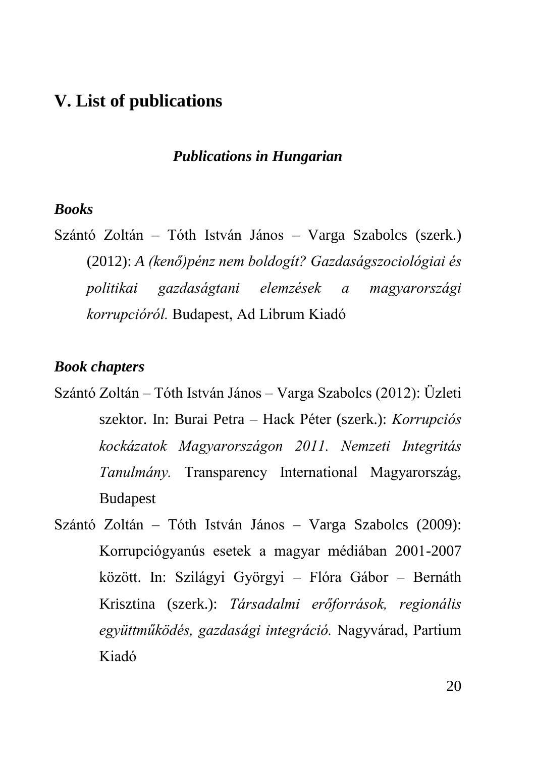## V. List of publications

### *Publications in Hungarian*

***Books***

Szántó Zoltán – Tóth István János – Varga Szabolcs (szerk.) (2012): *A (kenő)pénz nem boldogít? Gazdaságszociológiai és politikai gazdaságtani elemzések a magyarországi korrupcióról.* Budapest, Ad Librum Kiadó

***Book chapters***

Szántó Zoltán – Tóth István János – Varga Szabolcs (2012): Üzleti szektor. In: Burai Petra – Hack Péter (szerk.): *Korrupciós kockázatok Magyarországon 2011. Nemzeti Integritás Tanulmány.* Transparency International Magyarország, Budapest

Szántó Zoltán – Tóth István János – Varga Szabolcs (2009): Korrupciógyanús esetek a magyar médiában 2001-2007 között. In: Szilágyi Györgyi – Flóra Gábor – Bernáth Krisztina (szerk.): *Társadalmi erőforrások, regionális együttműködés, gazdasági integráció.* Nagyvárad, Partium Kiadó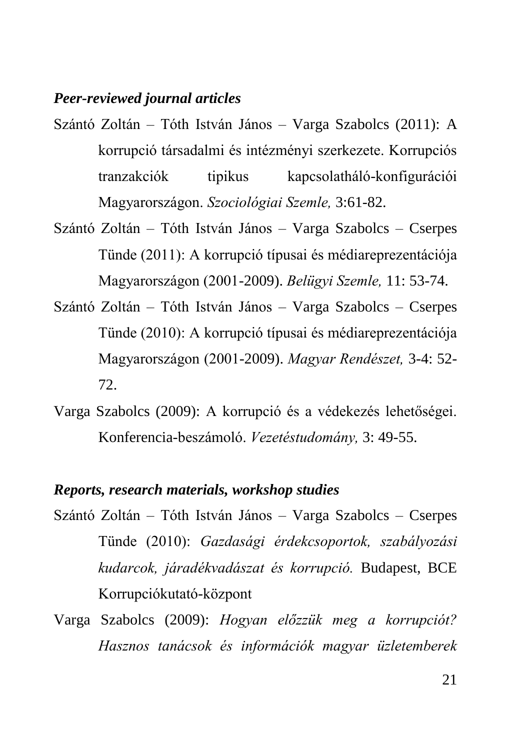### *Peer-reviewed journal articles*

Szántó Zoltán – Tóth István János – Varga Szabolcs (2011): A korrupció társadalmi és intézményi szerkezete. Korrupciós tranzakciók tipikus kapcsolatháló-konfigurációi Magyarországon. *Szociológiai Szemle,* 3:61-82.

Szántó Zoltán – Tóth István János – Varga Szabolcs – Cserpes Tünde (2011): A korrupció típusai és médiareprezentációja Magyarországon (2001-2009). *Belügyi Szemle,* 11: 53-74.

Szántó Zoltán – Tóth István János – Varga Szabolcs – Cserpes Tünde (2010): A korrupció típusai és médiareprezentációja Magyarországon (2001-2009). *Magyar Rendészet,* 3-4: 52-72.

Varga Szabolcs (2009): A korrupció és a védekezés lehetőségei. Konferencia-beszámoló. *Vezetéstudomány,* 3: 49-55.

### *Reports, research materials, workshop studies*

Szántó Zoltán – Tóth István János – Varga Szabolcs – Cserpes Tünde (2010): *Gazdasági érdekcsoportok, szabályozási kudarcok, járadékvadászat és korrupció.* Budapest, BCE Korrupciókutató-központ

Varga Szabolcs (2009): *Hogyan előzzük meg a korrupciót? Hasznos tanácsok és információk magyar üzletemberek*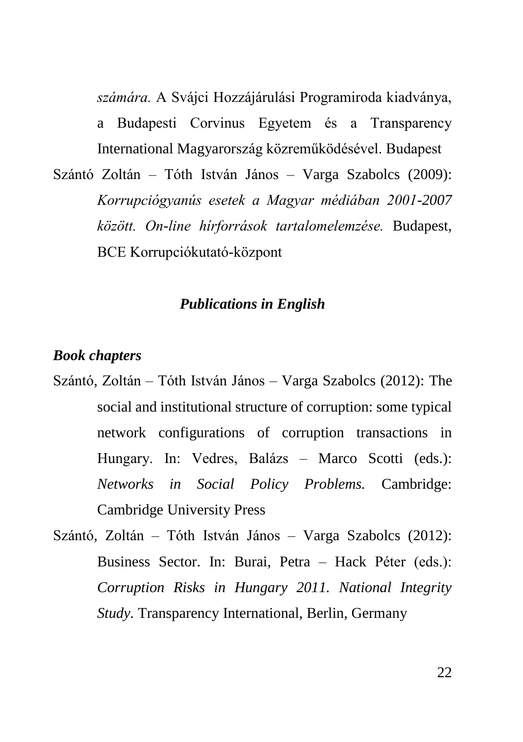*számára.* A Svájci Hozzájárulási Programiroda kiadványa, a Budapesti Corvinus Egyetem és a Transparency International Magyarország közreműködésével. Budapest

Szántó Zoltán – Tóth István János – Varga Szabolcs (2009): *Korrupciógyanús esetek a Magyar médiában 2001-2007 között. On-line hírforrások tartalomelemzése.* Budapest, BCE Korrupciókutató-központ

## *Publications in English*

### *Book chapters*

Szántó, Zoltán – Tóth István János – Varga Szabolcs (2012): The social and institutional structure of corruption: some typical network configurations of corruption transactions in Hungary. In: Vedres, Balázs – Marco Scotti (eds.): *Networks in Social Policy Problems.* Cambridge: Cambridge University Press

Szántó, Zoltán – Tóth István János – Varga Szabolcs (2012): Business Sector. In: Burai, Petra – Hack Péter (eds.): *Corruption Risks in Hungary 2011. National Integrity Study.* Transparency International, Berlin, Germany